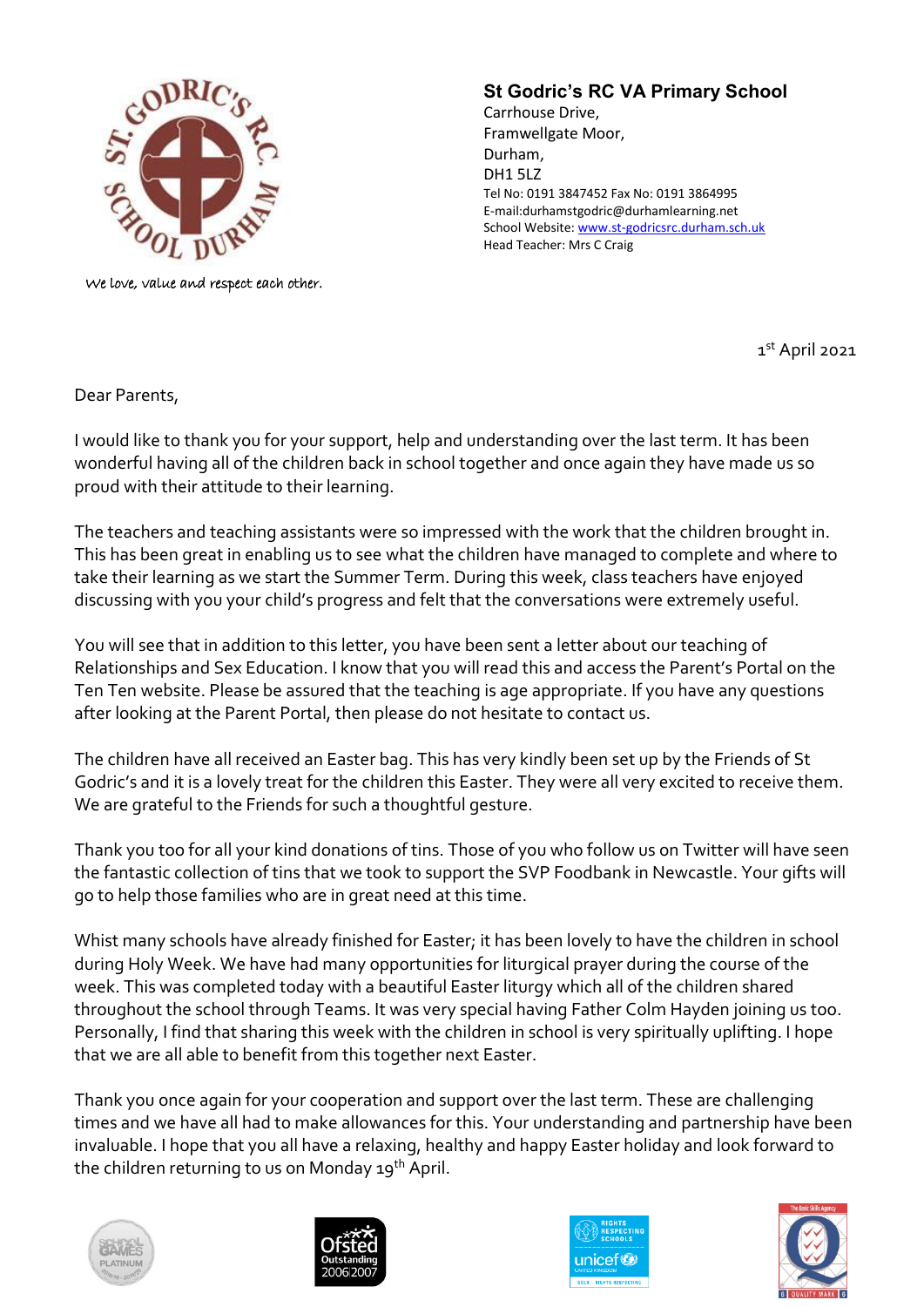We love, value and respect each other.

# St Godric's RC VA Primary School

Carrhouse Drive,
Framwellgate Moor,
Durham,
DH1 5LZ
Tel No: 0191 3847452 Fax No: 0191 3864995
E-mail:durhamstgodric@durhamlearning.net
School Website: www.st-godricsrc.durham.sch.uk
Head Teacher: Mrs C Craig

1st April 2021

Dear Parents,

I would like to thank you for your support, help and understanding over the last term. It has been wonderful having all of the children back in school together and once again they have made us so proud with their attitude to their learning.

The teachers and teaching assistants were so impressed with the work that the children brought in. This has been great in enabling us to see what the children have managed to complete and where to take their learning as we start the Summer Term. During this week, class teachers have enjoyed discussing with you your child's progress and felt that the conversations were extremely useful.

You will see that in addition to this letter, you have been sent a letter about our teaching of Relationships and Sex Education. I know that you will read this and access the Parent's Portal on the Ten Ten website. Please be assured that the teaching is age appropriate. If you have any questions after looking at the Parent Portal, then please do not hesitate to contact us.

The children have all received an Easter bag. This has very kindly been set up by the Friends of St Godric's and it is a lovely treat for the children this Easter. They were all very excited to receive them. We are grateful to the Friends for such a thoughtful gesture.

Thank you too for all your kind donations of tins. Those of you who follow us on Twitter will have seen the fantastic collection of tins that we took to support the SVP Foodbank in Newcastle. Your gifts will go to help those families who are in great need at this time.

Whist many schools have already finished for Easter; it has been lovely to have the children in school during Holy Week. We have had many opportunities for liturgical prayer during the course of the week. This was completed today with a beautiful Easter liturgy which all of the children shared throughout the school through Teams. It was very special having Father Colm Hayden joining us too. Personally, I find that sharing this week with the children in school is very spiritually uplifting. I hope that we are all able to benefit from this together next Easter.

Thank you once again for your cooperation and support over the last term. These are challenging times and we have all had to make allowances for this. Your understanding and partnership have been invaluable. I hope that you all have a relaxing, healthy and happy Easter holiday and look forward to the children returning to us on Monday 19th April.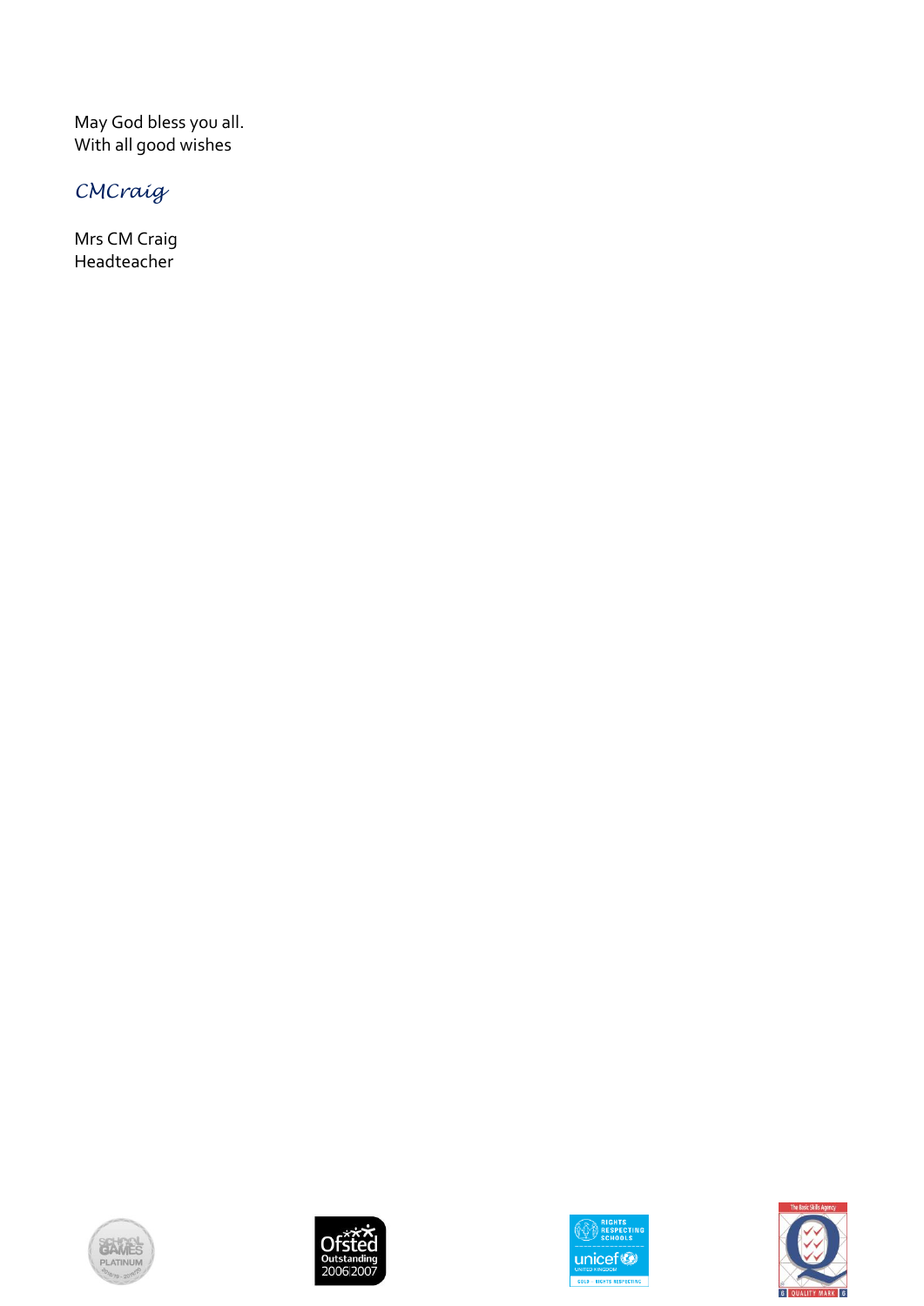May God bless you all.
With all good wishes

*CMCraig*

Mrs CM Craig
Headteacher